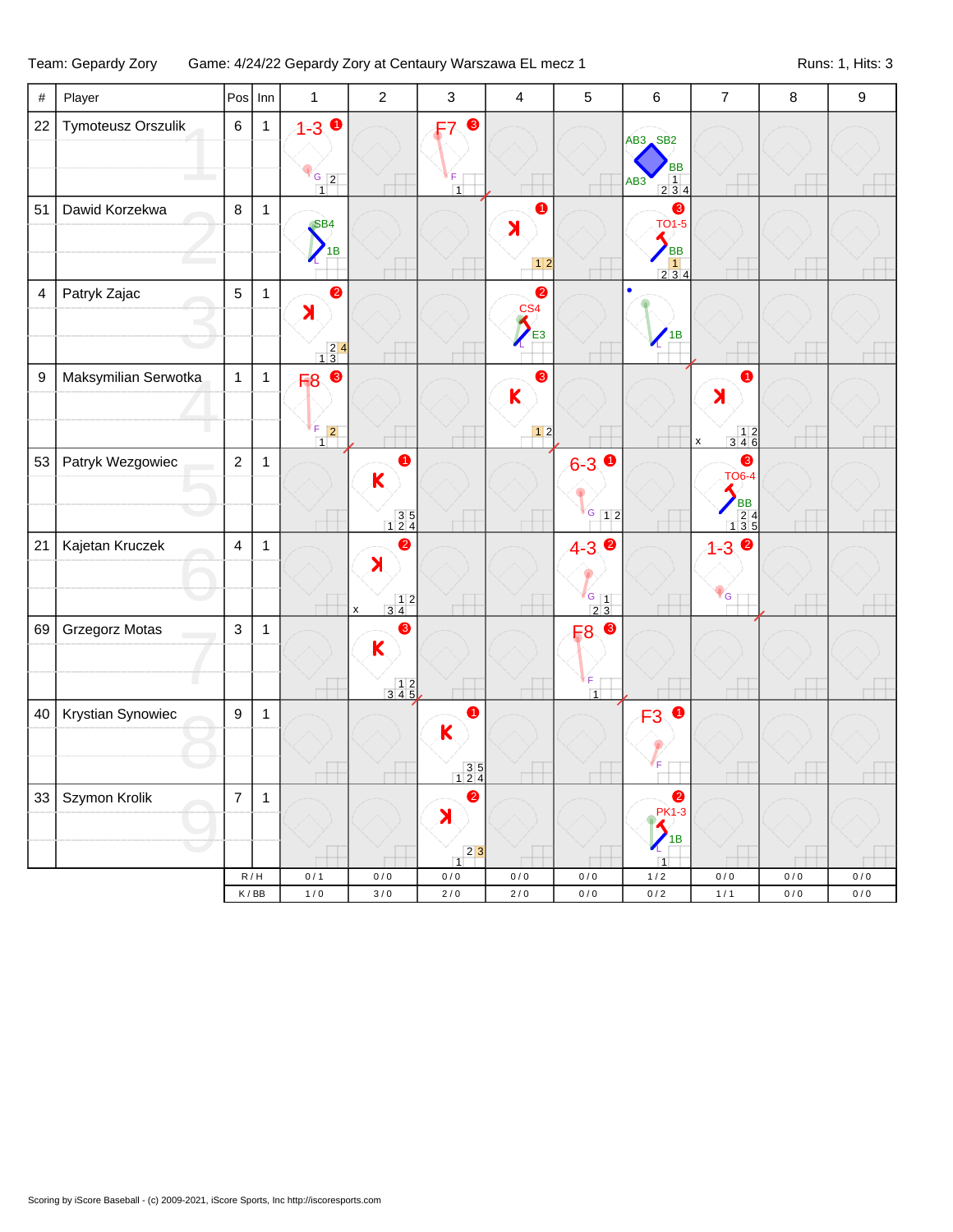Team: Gepardy Zory Game: 4/24/22 Gepardy Zory at Centaury Warszawa EL mecz 1 Runs: 1, Hits: 3

| # | Player | Pos | Inn | 1 | 2 | 3 | 4 | 5 | 6 | 7 | 8 | 9 |
|---|---|---|---|---|---|---|---|---|---|---|---|---|
| 22 | Tymoteusz Orszulik | 6 | 1 | 1-3 ❶ G | | F7 ❸ F | | | AB3 SB2 BB AB3 | | | |
| 51 | Dawid Korzekwa | 8 | 1 | SB4 1B L | | | ꓘ ❶ | | ❸ TO1-5 BB | | | |
| 4 | Patryk Zajac | 5 | 1 | ꓘ ❷ | | | ❷ CS4 E3 L | | 1B L | | | |
| 9 | Maksymilian Serwotka | 1 | 1 | F8 ❸ F | | | K ❸ | | | ꓘ ❶ | | |
| 53 | Patryk Wezgowiec | 2 | 1 | | K ❶ | | | 6-3 ❶ G | | ❸ TO6-4 BB | | |
| 21 | Kajetan Kruczek | 4 | 1 | | ꓘ ❷ | | | 4-3 ❷ G | | 1-3 ❷ G | | |
| 69 | Grzegorz Motas | 3 | 1 | | K ❸ | | | F8 ❸ F | | | | |
| 40 | Krystian Synowiec | 9 | 1 | | | K ❶ | | | F3 ❶ F | | | |
| 33 | Szymon Krolik | 7 | 1 | | | ꓘ ❷ | | | ❷ PK1-3 1B L | | | |
| | | R / H | | 0 / 1 | 0 / 0 | 0 / 0 | 0 / 0 | 0 / 0 | 1 / 2 | 0 / 0 | 0 / 0 | 0 / 0 |
| | | K / BB | | 1 / 0 | 3 / 0 | 2 / 0 | 2 / 0 | 0 / 0 | 0 / 2 | 1 / 1 | 0 / 0 | 0 / 0 |

Scoring by iScore Baseball - (c) 2009-2021, iScore Sports, Inc http://iscoresports.com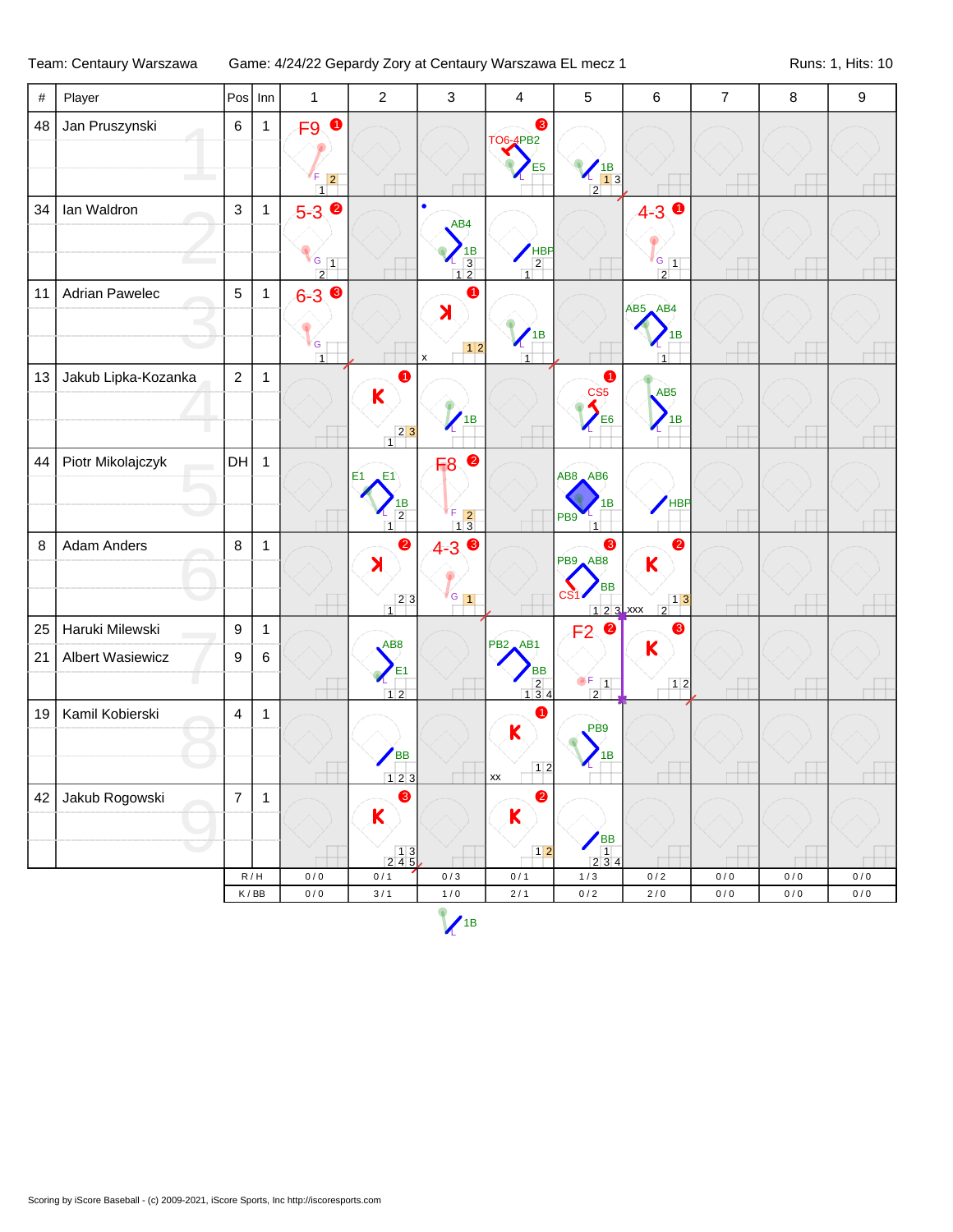Team: Centaury Warszawa — Game: 4/24/22 Gepardy Zory at Centaury Warszawa EL mecz 1 — Runs: 1, Hits: 10

| # | Player | Pos | Inn | 1 | 2 | 3 | 4 | 5 | 6 | 7 | 8 | 9 |
|---|---|---|---|---|---|---|---|---|---|---|---|---|
| 48 | Jan Pruszynski | 6 | 1 | F9 ❶ F 2 1 | | | ❸ TO6-4 PB2 E5 L | 1B L 1 3 2 | | | | |
| 34 | Ian Waldron | 3 | 1 | 5-3 ❷ G 1 2 | | AB4 1B L 3 1 2 | HBP 2 1 | | 4-3 ❶ G 1 2 | | | |
| 11 | Adrian Pawelec | 5 | 1 | 6-3 ❸ G 1 | | ❶ K x 1 2 | 1B L 1 | | AB5 AB4 1B L 1 | | | |
| 13 | Jakub Lipka-Kozanka | 2 | 1 | | ❶ K 2 3 1 | 1B L | | ❶ CS5 E6 L | AB5 1B L | | | |
| 44 | Piotr Mikolajczyk | DH | 1 | | E1 E1 1B L 2 1 | F8 ❷ F 2 1 3 | | AB8 AB6 1B PB9 L 1 | HBP | | | |
| 8 | Adam Anders | 8 | 1 | | ❷ K 2 3 1 | 4-3 ❸ G 1 | | ❸ PB9 AB8 BB CS1 L 1 2 3 xxx | ❷ K 1 3 2 | | | |
| 25 | Haruki Milewski | 9 | 1 | | AB8 E1 L 1 2 | | PB2 AB1 BB 2 1 3 4 | F2 ❷ F 1 2 | ❸ K 1 2 | | | |
| 21 | Albert Wasiewicz | 9 | 6 | | | | | | | | | |
| 19 | Kamil Kobierski | 4 | 1 | | BB 1 2 3 | | ❶ K xx 1 2 | PB9 1B L | | | | |
| 42 | Jakub Rogowski | 7 | 1 | | ❸ K 1 3 2 4 5 | | ❷ K 1 2 | BB 1 2 3 4 | | | | |
| | | R / H | | 0 / 0 | 0 / 1 | 0 / 3 | 0 / 1 | 1 / 3 | 0 / 2 | 0 / 0 | 0 / 0 | 0 / 0 |
| | | K / BB | | 0 / 0 | 3 / 1 | 1 / 0 | 2 / 1 | 0 / 2 | 2 / 0 | 0 / 0 | 0 / 0 | 0 / 0 |

1B L

Scoring by iScore Baseball - (c) 2009-2021, iScore Sports, Inc http://iscoresports.com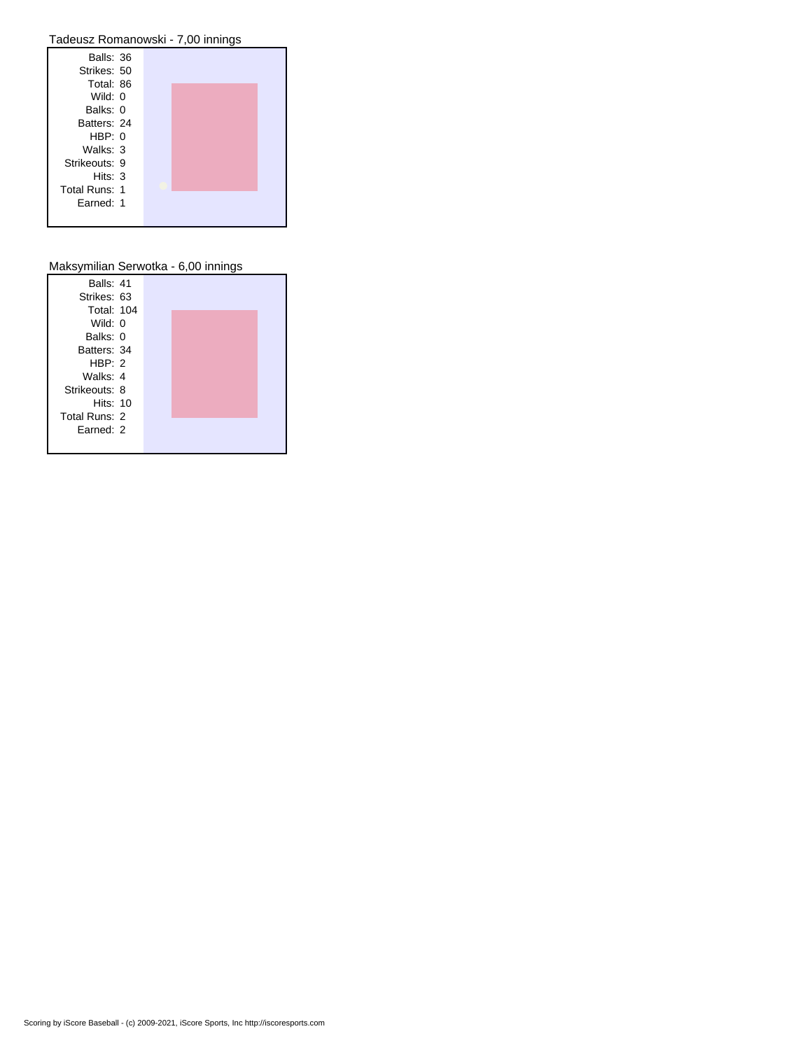Tadeusz Romanowski - 7,00 innings

Balls: 36
Strikes: 50
Total: 86
Wild: 0
Balks: 0
Batters: 24
HBP: 0
Walks: 3
Strikeouts: 9
Hits: 3
Total Runs: 1
Earned: 1

Maksymilian Serwotka - 6,00 innings

Balls: 41
Strikes: 63
Total: 104
Wild: 0
Balks: 0
Batters: 34
HBP: 2
Walks: 4
Strikeouts: 8
Hits: 10
Total Runs: 2
Earned: 2

Scoring by iScore Baseball - (c) 2009-2021, iScore Sports, Inc http://iscoresports.com